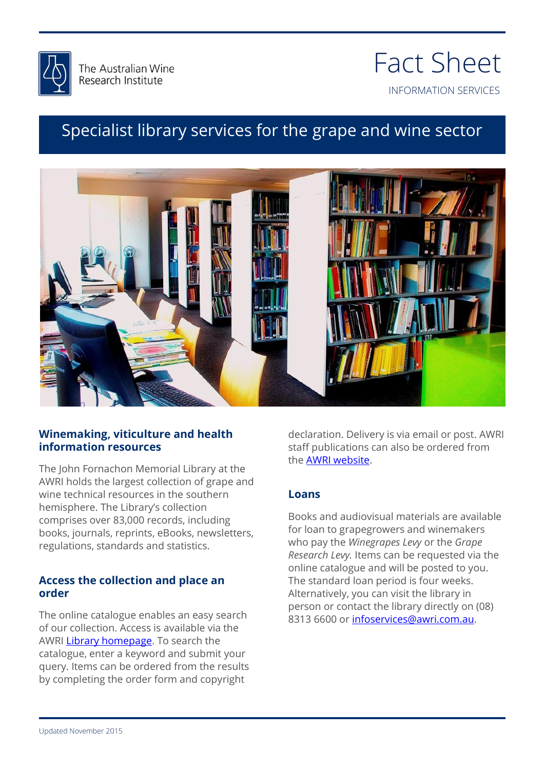The Australian Wine Research Institute

# Fact Sheet

INFORMATION SERVICES

## Specialist library services for the grape and wine sector

### Winemaking, viticulture and health information resources

The John Fornachon Memorial Library at the AWRI holds the largest collection of grape and wine technical resources in the southern hemisphere. The Library's collection comprises over 83,000 records, including books, journals, reprints, eBooks, newsletters, regulations, standards and statistics.

### Access the collection and place an order

The online catalogue enables an easy search of our collection. Access is available via the AWRI Library homepage. To search the catalogue, enter a keyword and submit your query. Items can be ordered from the results by completing the order form and copyright declaration. Delivery is via email or post. AWRI staff publications can also be ordered from the AWRI website.

### Loans

Books and audiovisual materials are available for loan to grapegrowers and winemakers who pay the *Winegrapes Levy* or the *Grape Research Levy.* Items can be requested via the online catalogue and will be posted to you. The standard loan period is four weeks. Alternatively, you can visit the library in person or contact the library directly on (08) 8313 6600 or infoservices@awri.com.au.

Updated November 2015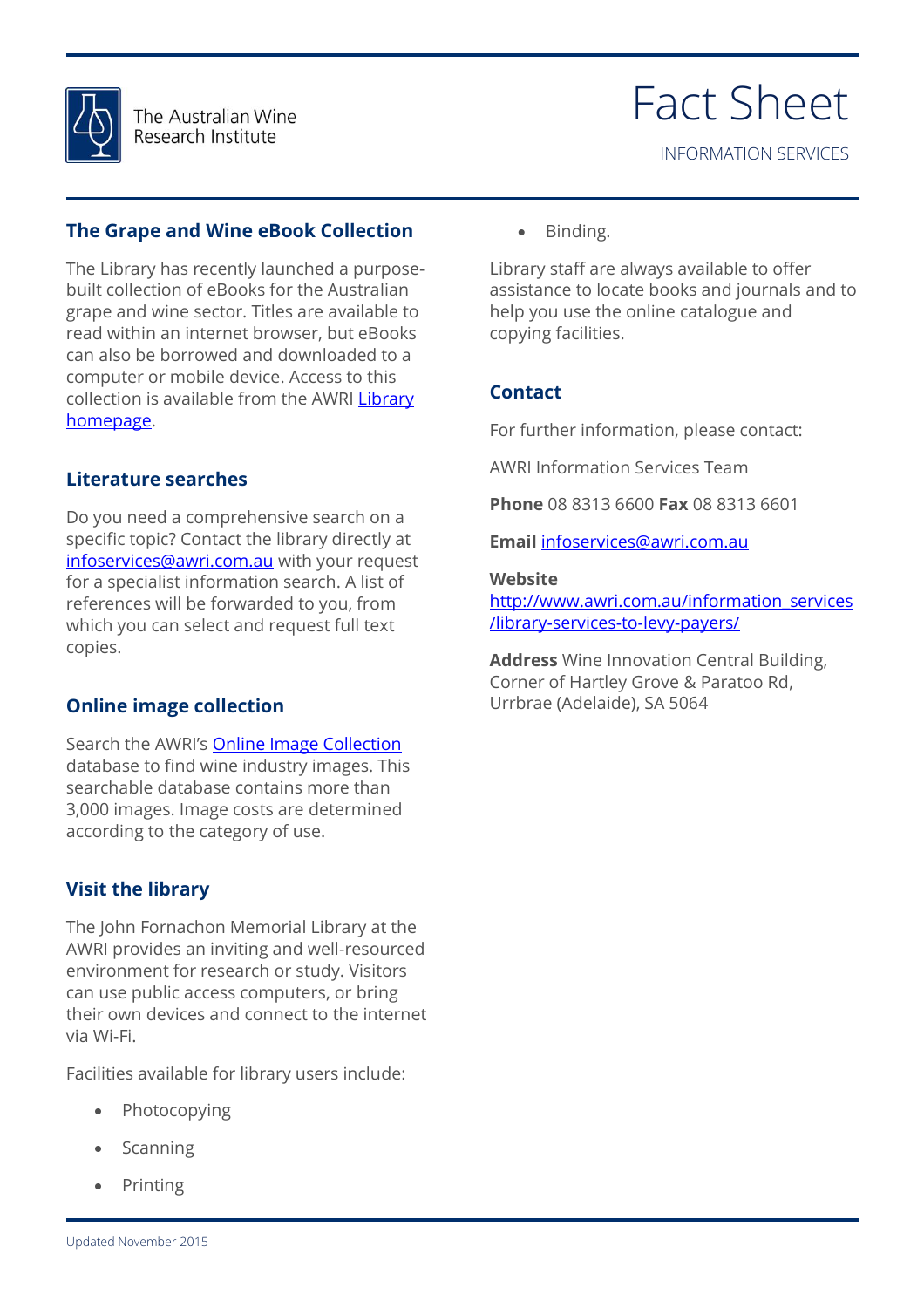The Australian Wine Research Institute

# Fact Sheet

INFORMATION SERVICES

## The Grape and Wine eBook Collection

The Library has recently launched a purpose-built collection of eBooks for the Australian grape and wine sector. Titles are available to read within an internet browser, but eBooks can also be borrowed and downloaded to a computer or mobile device. Access to this collection is available from the AWRI Library homepage.

## Literature searches

Do you need a comprehensive search on a specific topic? Contact the library directly at infoservices@awri.com.au with your request for a specialist information search. A list of references will be forwarded to you, from which you can select and request full text copies.

## Online image collection

Search the AWRI's Online Image Collection database to find wine industry images. This searchable database contains more than 3,000 images. Image costs are determined according to the category of use.

## Visit the library

The John Fornachon Memorial Library at the AWRI provides an inviting and well-resourced environment for research or study. Visitors can use public access computers, or bring their own devices and connect to the internet via Wi-Fi.

Facilities available for library users include:

- Photocopying
- Scanning
- Printing
- Binding.

Library staff are always available to offer assistance to locate books and journals and to help you use the online catalogue and copying facilities.

## Contact

For further information, please contact:

AWRI Information Services Team

**Phone** 08 8313 6600 **Fax** 08 8313 6601

**Email** infoservices@awri.com.au

**Website**
http://www.awri.com.au/information_services/library-services-to-levy-payers/

**Address** Wine Innovation Central Building, Corner of Hartley Grove & Paratoo Rd, Urrbrae (Adelaide), SA 5064

Updated November 2015